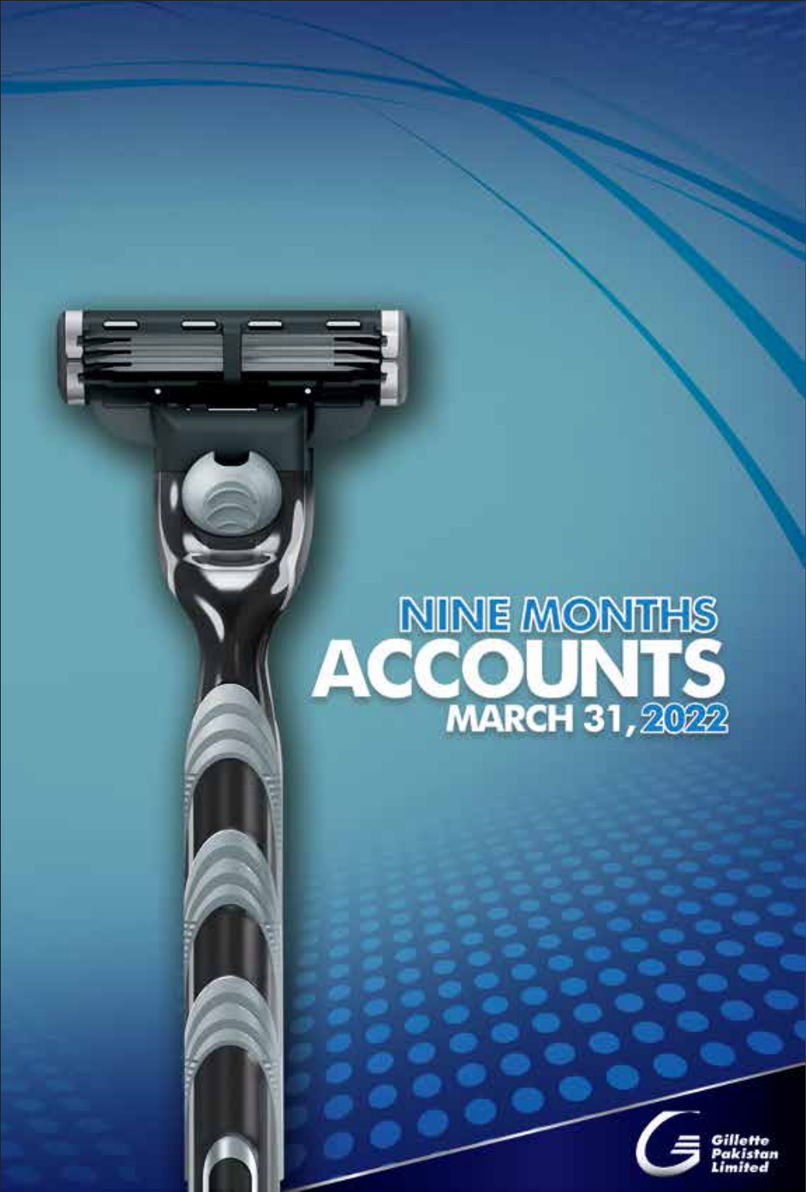# NINE MONTHS ACCOUNTS

## MARCH 31, 2022

Gillette Pakistan Limited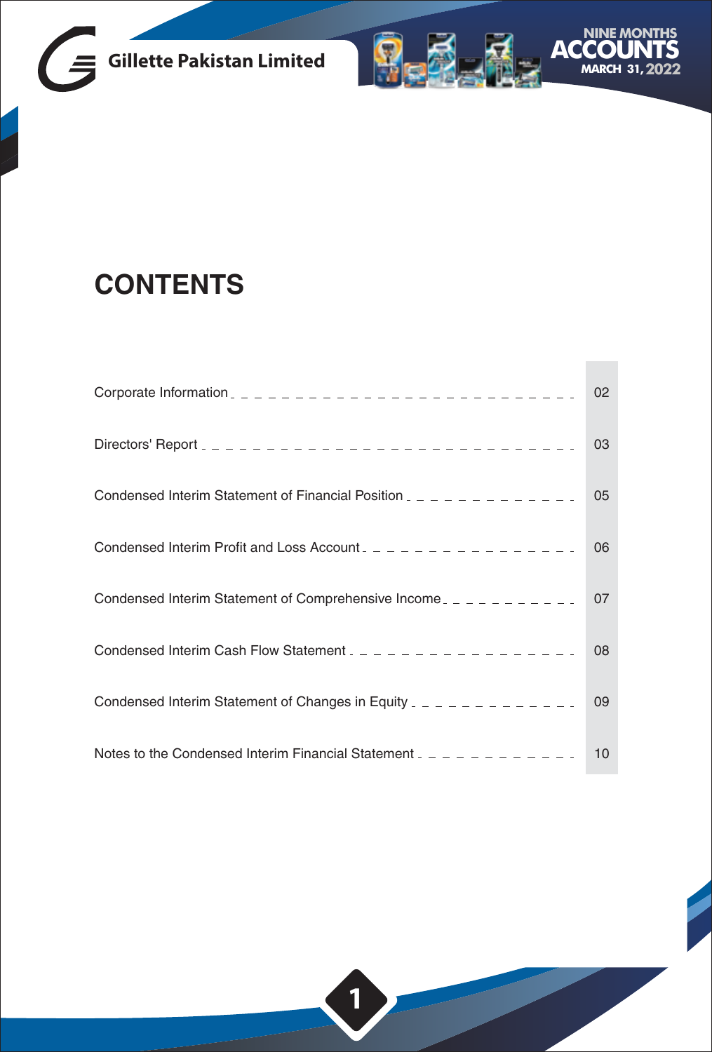# CONTENTS

| | |
|---|---|
| Corporate Information | 02 |
| Directors' Report | 03 |
| Condensed Interim Statement of Financial Position | 05 |
| Condensed Interim Profit and Loss Account | 06 |
| Condensed Interim Statement of Comprehensive Income | 07 |
| Condensed Interim Cash Flow Statement | 08 |
| Condensed Interim Statement of Changes in Equity | 09 |
| Notes to the Condensed Interim Financial Statement | 10 |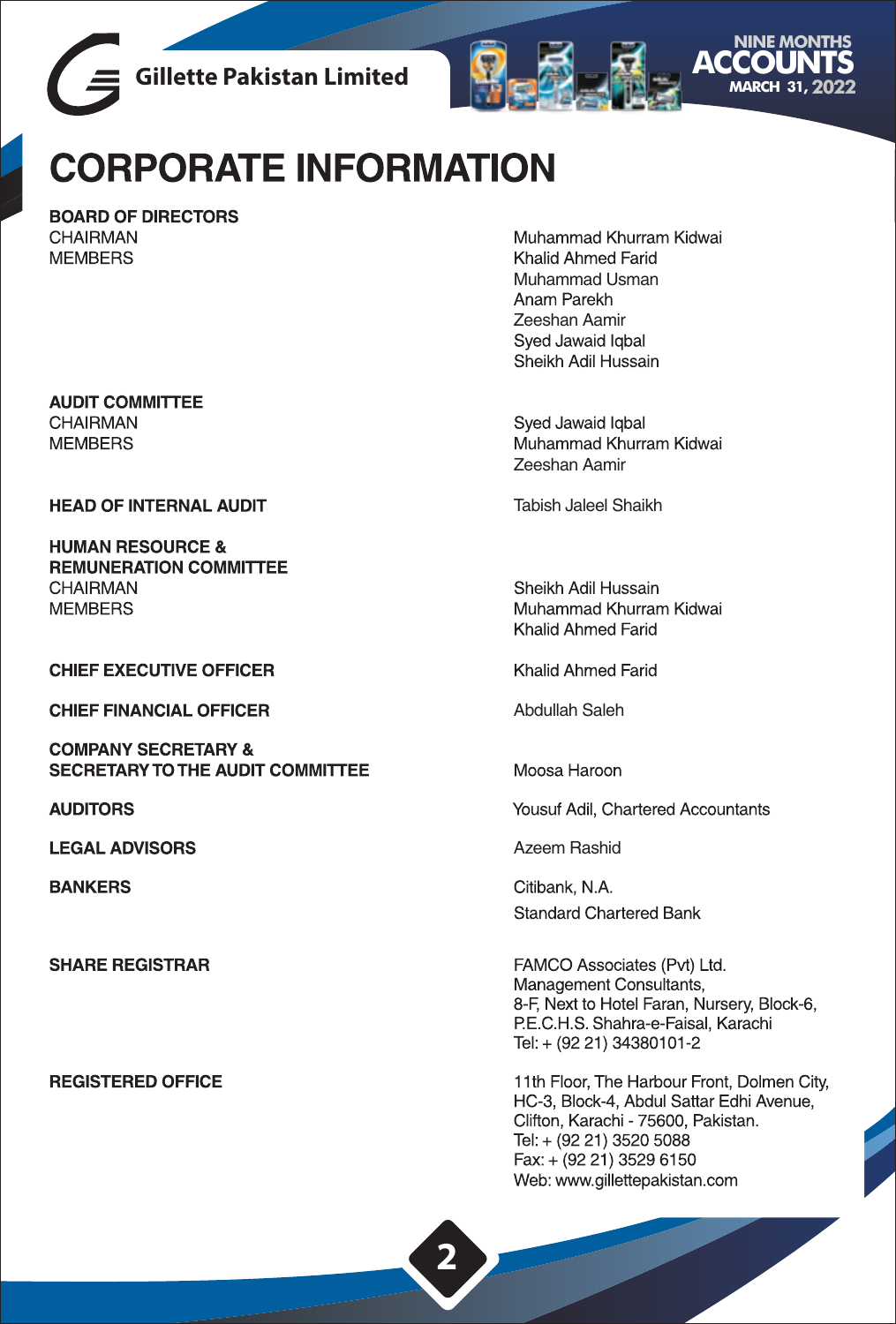# CORPORATE INFORMATION

| | |
|---|---|
| **BOARD OF DIRECTORS** | |
| CHAIRMAN | Muhammad Khurram Kidwai |
| MEMBERS | Khalid Ahmed Farid |
| | Muhammad Usman |
| | Anam Parekh |
| | Zeeshan Aamir |
| | Syed Jawaid Iqbal |
| | Sheikh Adil Hussain |
| **AUDIT COMMITTEE** | |
| CHAIRMAN | Syed Jawaid Iqbal |
| MEMBERS | Muhammad Khurram Kidwai |
| | Zeeshan Aamir |
| **HEAD OF INTERNAL AUDIT** | Tabish Jaleel Shaikh |
| **HUMAN RESOURCE & REMUNERATION COMMITTEE** | |
| CHAIRMAN | Sheikh Adil Hussain |
| MEMBERS | Muhammad Khurram Kidwai |
| | Khalid Ahmed Farid |
| **CHIEF EXECUTIVE OFFICER** | Khalid Ahmed Farid |
| **CHIEF FINANCIAL OFFICER** | Abdullah Saleh |
| **COMPANY SECRETARY & SECRETARY TO THE AUDIT COMMITTEE** | Moosa Haroon |
| **AUDITORS** | Yousuf Adil, Chartered Accountants |
| **LEGAL ADVISORS** | Azeem Rashid |
| **BANKERS** | Citibank, N.A. |
| | Standard Chartered Bank |
| **SHARE REGISTRAR** | FAMCO Associates (Pvt) Ltd.<br>Management Consultants,<br>8-F, Next to Hotel Faran, Nursery, Block-6,<br>P.E.C.H.S. Shahra-e-Faisal, Karachi<br>Tel: + (92 21) 34380101-2 |
| **REGISTERED OFFICE** | 11th Floor, The Harbour Front, Dolmen City,<br>HC-3, Block-4, Abdul Sattar Edhi Avenue,<br>Clifton, Karachi - 75600, Pakistan.<br>Tel: + (92 21) 3520 5088<br>Fax: + (92 21) 3529 6150<br>Web: www.gillettepakistan.com |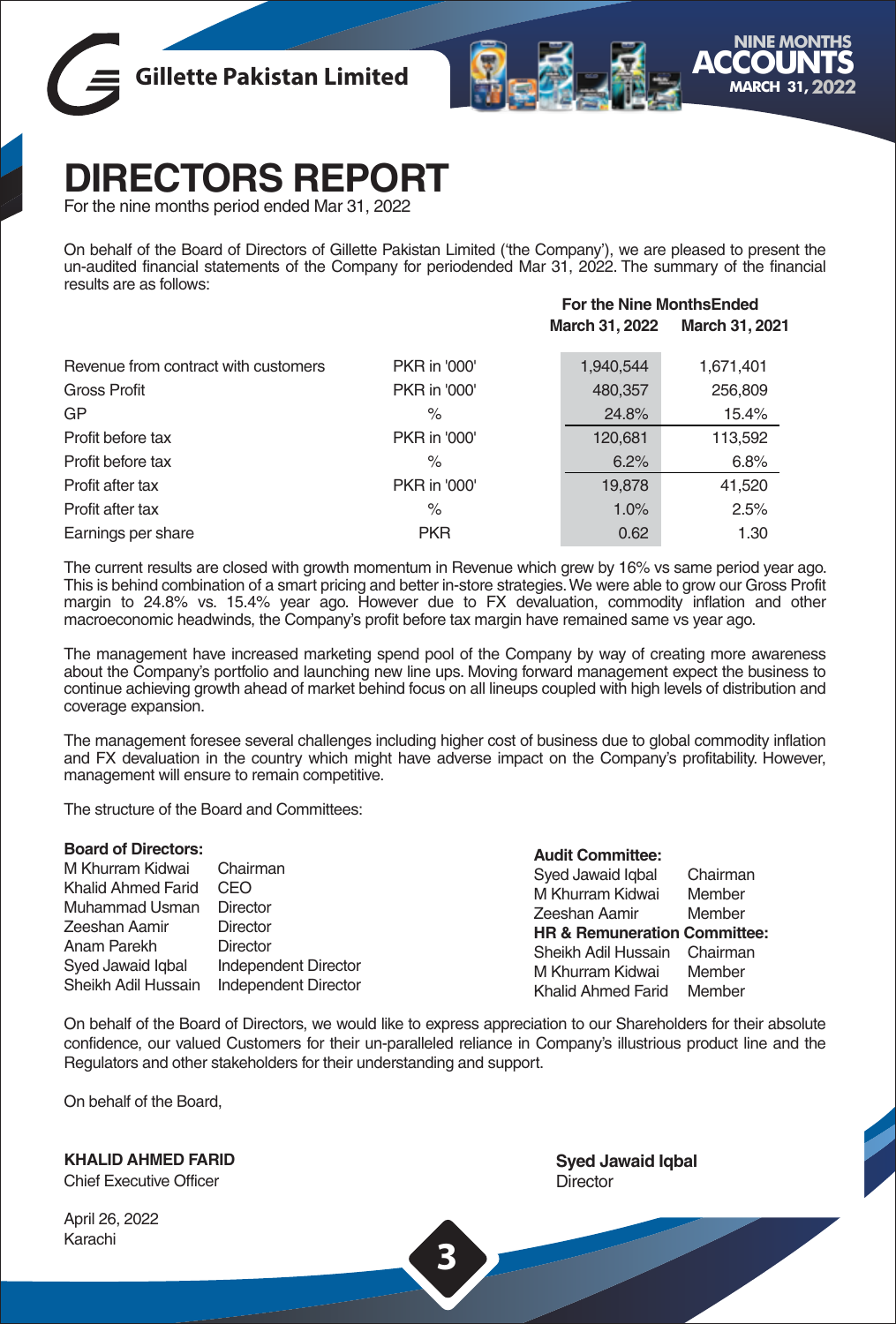# DIRECTORS REPORT

For the nine months period ended Mar 31, 2022

On behalf of the Board of Directors of Gillette Pakistan Limited ('the Company'), we are pleased to present the un-audited financial statements of the Company for periodended Mar 31, 2022. The summary of the financial results are as follows:

| | | For the Nine MonthsEnded | |
|---|---|---|---|
| | | March 31, 2022 | March 31, 2021 |
| Revenue from contract with customers | PKR in '000' | 1,940,544 | 1,671,401 |
| Gross Profit | PKR in '000' | 480,357 | 256,809 |
| GP | % | 24.8% | 15.4% |
| Profit before tax | PKR in '000' | 120,681 | 113,592 |
| Profit before tax | % | 6.2% | 6.8% |
| Profit after tax | PKR in '000' | 19,878 | 41,520 |
| Profit after tax | % | 1.0% | 2.5% |
| Earnings per share | PKR | 0.62 | 1.30 |

The current results are closed with growth momentum in Revenue which grew by 16% vs same period year ago. This is behind combination of a smart pricing and better in-store strategies. We were able to grow our Gross Profit margin to 24.8% vs. 15.4% year ago. However due to FX devaluation, commodity inflation and other macroeconomic headwinds, the Company's profit before tax margin have remained same vs year ago.

The management have increased marketing spend pool of the Company by way of creating more awareness about the Company's portfolio and launching new line ups. Moving forward management expect the business to continue achieving growth ahead of market behind focus on all lineups coupled with high levels of distribution and coverage expansion.

The management foresee several challenges including higher cost of business due to global commodity inflation and FX devaluation in the country which might have adverse impact on the Company's profitability. However, management will ensure to remain competitive.

The structure of the Board and Committees:

**Board of Directors:**

| | |
|---|---|
| M Khurram Kidwai | Chairman |
| Khalid Ahmed Farid | CEO |
| Muhammad Usman | Director |
| Zeeshan Aamir | Director |
| Anam Parekh | Director |
| Syed Jawaid Iqbal | Independent Director |
| Sheikh Adil Hussain | Independent Director |

**Audit Committee:**

| | |
|---|---|
| Syed Jawaid Iqbal | Chairman |
| M Khurram Kidwai | Member |
| Zeeshan Aamir | Member |

**HR & Remuneration Committee:**

| | |
|---|---|
| Sheikh Adil Hussain | Chairman |
| M Khurram Kidwai | Member |
| Khalid Ahmed Farid | Member |

On behalf of the Board of Directors, we would like to express appreciation to our Shareholders for their absolute confidence, our valued Customers for their un-paralleled reliance in Company's illustrious product line and the Regulators and other stakeholders for their understanding and support.

On behalf of the Board,

**KHALID AHMED FARID**
Chief Executive Officer

**Syed Jawaid Iqbal**
Director

April 26, 2022
Karachi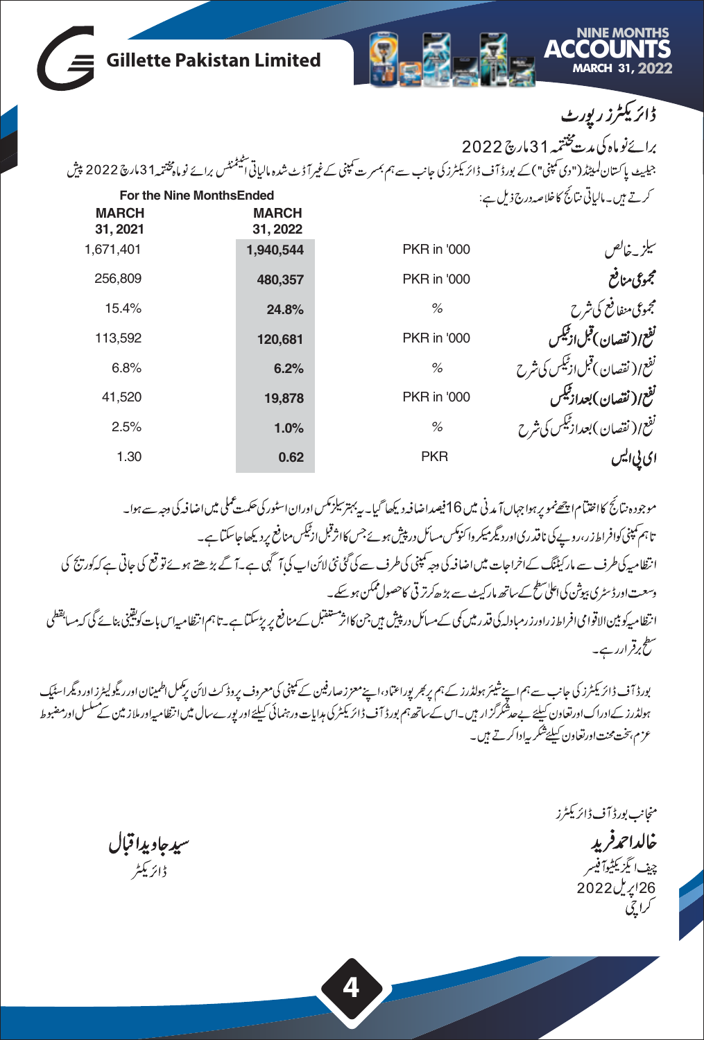# ڈائریکٹرز رپورٹ

## برائے نوماہ کی مدت مختتمہ 31مارچ 2022

جلیٹ پاکستان لمیٹڈ("دی کمپنی") کے بورڈ آف ڈائریکٹرز کی جانب سے ہم بمسرت کمپنی کے غیر آڈٹ شدہ مالیاتی اسٹیٹمنٹس برائے نوماہ مختتمہ31مارچ 2022 پیش کرتے ہیں۔ مالیاتی نتائج کا خلاصہ درج ذیل ہے:

| For the Nine Months Ended MARCH 31, 2021 | MARCH 31, 2022 | | |
|---|---|---|---|
| 1,671,401 | **1,940,544** | PKR in '000 | سیلز۔خالص |
| 256,809 | **480,357** | PKR in '000 | **مجموعی منافع** |
| 15.4% | **24.8%** | % | مجموعی منافع کی شرح |
| 113,592 | **120,681** | PKR in '000 | **نفع/(نقصان) قبل از ٹیکس** |
| 6.8% | **6.2%** | % | نفع/(نقصان) قبل از ٹیکس کی شرح |
| 41,520 | **19,878** | PKR in '000 | **نفع/(نقصان) بعد از ٹیکس** |
| 2.5% | **1.0%** | % | نفع/(نقصان) بعد از ٹیکس کی شرح |
| 1.30 | **0.62** | PKR | **ای پی ایس** |

موجودہ نتائج کا اختتام اچھے طور پر ہوا جہاں آمدنی میں 16فیصد اضافہ دیکھا گیا۔ یہ بہتر سیلز مکس اور ان اسٹور کی حکمت عملی میں اضافہ کی وجہ سے ہوا۔ تاہم کمپنی کو افراط زر، روپے کی ناقدری اور دیگر میکرو اکنامکس مسائل درپیش ہوئے جس کا اثر قبل از ٹیکس منافع پر دیکھا جا سکتا ہے۔

انتظامیہ کی طرف سے مارکیٹنگ کے اخراجات میں اضافہ کی وجہ کمپنی کی طرف سے کی گئی نئی لائن اپ کی آ گہی ہے۔ آگے بڑھتے ہوئے توقع کی جاتی ہے کہ کوریج کی وسعت اور ڈسٹری بیوشن کی اعلیٰ سطح کے ساتھ مارکیٹ سے بڑھ کر ترقی کا حصول ممکن ہو سکے۔

انتظامیہ کو بین الاقوامی افراط زر اور زرمبادلہ کی قدر میں کمی کے مسائل درپیش ہیں جن کا اثر مستقبل کے منافع پر پڑ سکتا ہے۔ تاہم انتظامیہ اس بات کو یقینی بنائے گی کہ مسابقتی سطح برقرار رہے۔

بورڈ آف ڈائریکٹرز کی جانب سے ہم اپنے شیئر ہولڈرز کے ہم پر بھر پور اعتماد، اپنے معزز صارفین کے کمپنی کی معروف پروڈکٹ لائن پر مکمل اطمینان اور ریگولیٹرز اور دیگر اسٹیک ہولڈرز کے ادراک اور تعاون کیلئے بے حد شکر گزار ہیں۔ اس کے ساتھ ہم بورڈ آف ڈائریکٹرز کی ہدایات ور ہنمائی کیلئے اور پورے سال میں انتظامیہ اور ملازمین کے مسلسل اور مضبوط عزم، سخت محنت اور تعاون کیلئے شکر یہ ادا کرتے ہیں۔

منجانب بورڈ آف ڈائریکٹرز

**خالد احمد فرید**
چیف ایگزیکٹو آفیسر
26اپریل 2022
کراچی

**سید جاوید اقبال**
ڈائریکٹر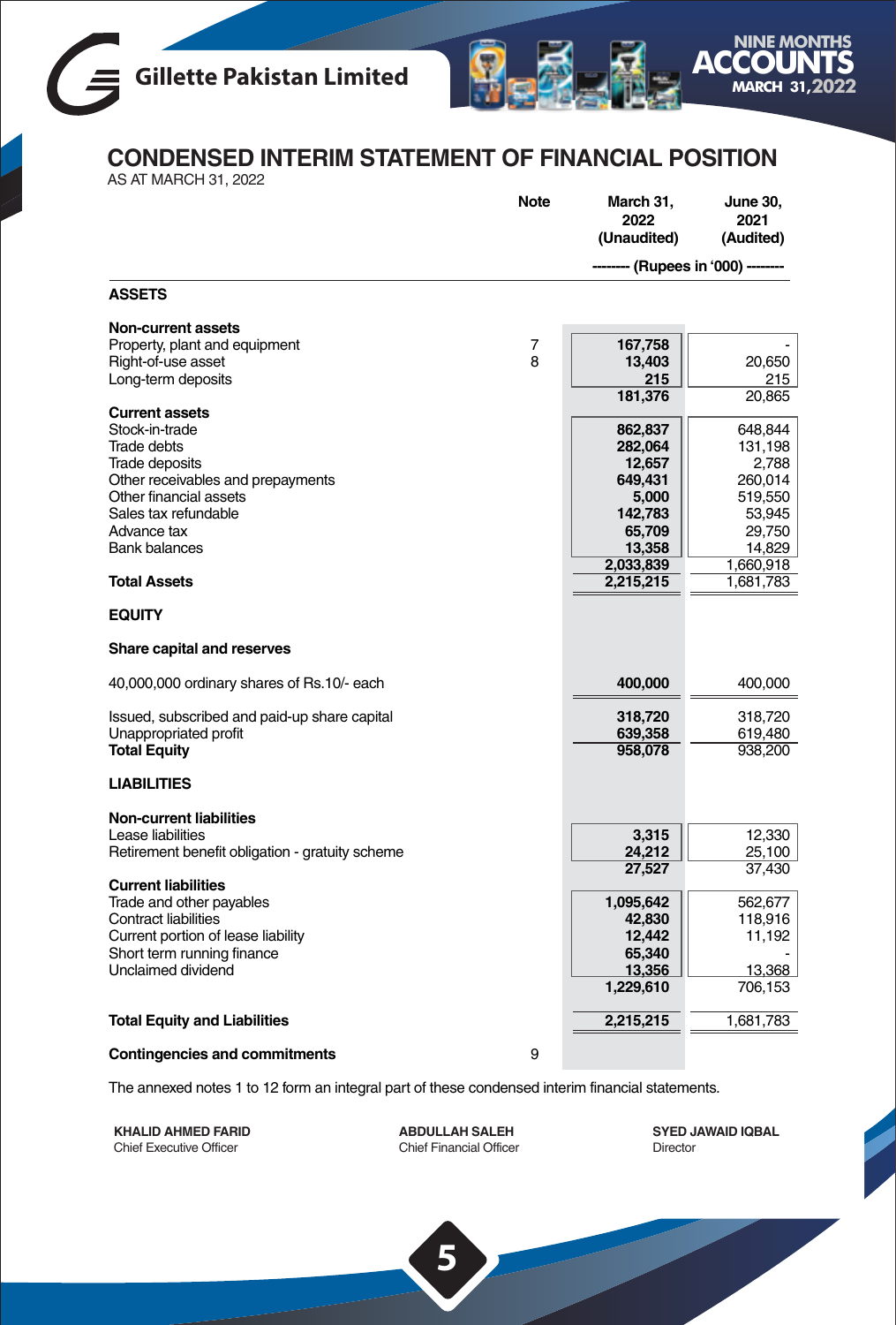# CONDENSED INTERIM STATEMENT OF FINANCIAL POSITION

AS AT MARCH 31, 2022

| | Note | March 31, 2022 (Unaudited) | June 30, 2021 (Audited) |
|---|---|---|---|
| | | -------- (Rupees in '000) -------- | |
| **ASSETS** | | | |
| **Non-current assets** | | | |
| Property, plant and equipment | 7 | 167,758 | - |
| Right-of-use asset | 8 | 13,403 | 20,650 |
| Long-term deposits | | 215 | 215 |
| | | 181,376 | 20,865 |
| **Current assets** | | | |
| Stock-in-trade | | 862,837 | 648,844 |
| Trade debts | | 282,064 | 131,198 |
| Trade deposits | | 12,657 | 2,788 |
| Other receivables and prepayments | | 649,431 | 260,014 |
| Other financial assets | | 5,000 | 519,550 |
| Sales tax refundable | | 142,783 | 53,945 |
| Advance tax | | 65,709 | 29,750 |
| Bank balances | | 13,358 | 14,829 |
| | | 2,033,839 | 1,660,918 |
| **Total Assets** | | 2,215,215 | 1,681,783 |
| **EQUITY** | | | |
| **Share capital and reserves** | | | |
| 40,000,000 ordinary shares of Rs.10/- each | | 400,000 | 400,000 |
| Issued, subscribed and paid-up share capital | | 318,720 | 318,720 |
| Unappropriated profit | | 639,358 | 619,480 |
| **Total Equity** | | 958,078 | 938,200 |
| **LIABILITIES** | | | |
| **Non-current liabilities** | | | |
| Lease liabilities | | 3,315 | 12,330 |
| Retirement benefit obligation - gratuity scheme | | 24,212 | 25,100 |
| | | 27,527 | 37,430 |
| **Current liabilities** | | | |
| Trade and other payables | | 1,095,642 | 562,677 |
| Contract liabilities | | 42,830 | 118,916 |
| Current portion of lease liability | | 12,442 | 11,192 |
| Short term running finance | | 65,340 | - |
| Unclaimed dividend | | 13,356 | 13,368 |
| | | 1,229,610 | 706,153 |
| **Total Equity and Liabilities** | | 2,215,215 | 1,681,783 |
| **Contingencies and commitments** | 9 | | |

The annexed notes 1 to 12 form an integral part of these condensed interim financial statements.

| **KHALID AHMED FARID** | **ABDULLAH SALEH** | **SYED JAWAID IQBAL** |
|---|---|---|
| Chief Executive Officer | Chief Financial Officer | Director |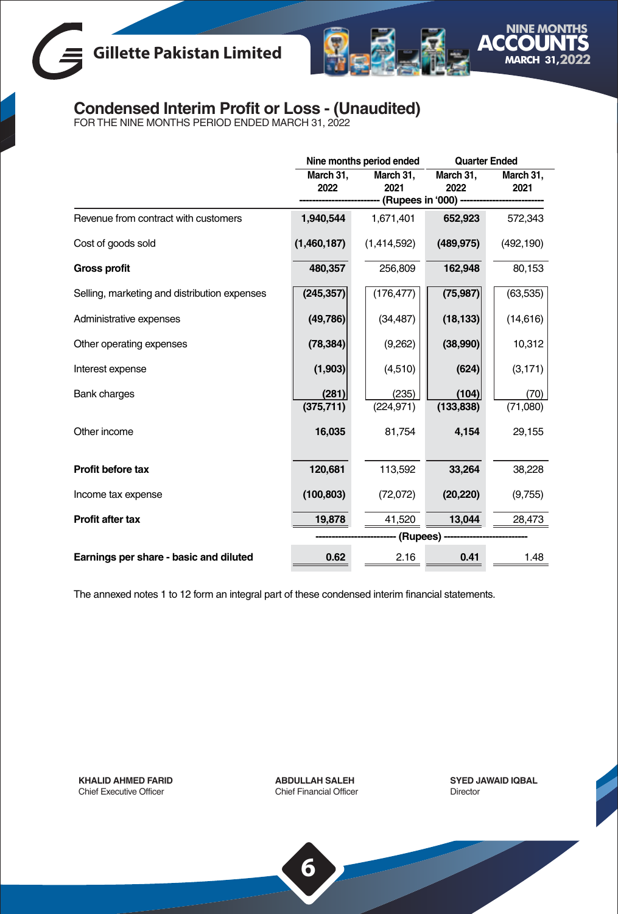## Condensed Interim Profit or Loss - (Unaudited)

FOR THE NINE MONTHS PERIOD ENDED MARCH 31, 2022

| | Nine months period ended | | Quarter Ended | |
|---|---|---|---|---|
| | March 31, 2022 | March 31, 2021 | March 31, 2022 | March 31, 2021 |
| | (Rupees in '000) | | | |
| Revenue from contract with customers | **1,940,544** | 1,671,401 | **652,923** | 572,343 |
| Cost of goods sold | **(1,460,187)** | (1,414,592) | **(489,975)** | (492,190) |
| **Gross profit** | **480,357** | 256,809 | **162,948** | 80,153 |
| Selling, marketing and distribution expenses | **(245,357)** | (176,477) | **(75,987)** | (63,535) |
| Administrative expenses | **(49,786)** | (34,487) | **(18,133)** | (14,616) |
| Other operating expenses | **(78,384)** | (9,262) | **(38,990)** | 10,312 |
| Interest expense | **(1,903)** | (4,510) | **(624)** | (3,171) |
| Bank charges | **(281)** | (235) | **(104)** | (70) |
| | **(375,711)** | (224,971) | **(133,838)** | (71,080) |
| Other income | **16,035** | 81,754 | **4,154** | 29,155 |
| **Profit before tax** | **120,681** | 113,592 | **33,264** | 38,228 |
| Income tax expense | **(100,803)** | (72,072) | **(20,220)** | (9,755) |
| **Profit after tax** | **19,878** | 41,520 | **13,044** | 28,473 |
| | (Rupees) | | | |
| **Earnings per share - basic and diluted** | **0.62** | 2.16 | **0.41** | 1.48 |

The annexed notes 1 to 12 form an integral part of these condensed interim financial statements.

**KHALID AHMED FARID**
Chief Executive Officer

**ABDULLAH SALEH**
Chief Financial Officer

**SYED JAWAID IQBAL**
Director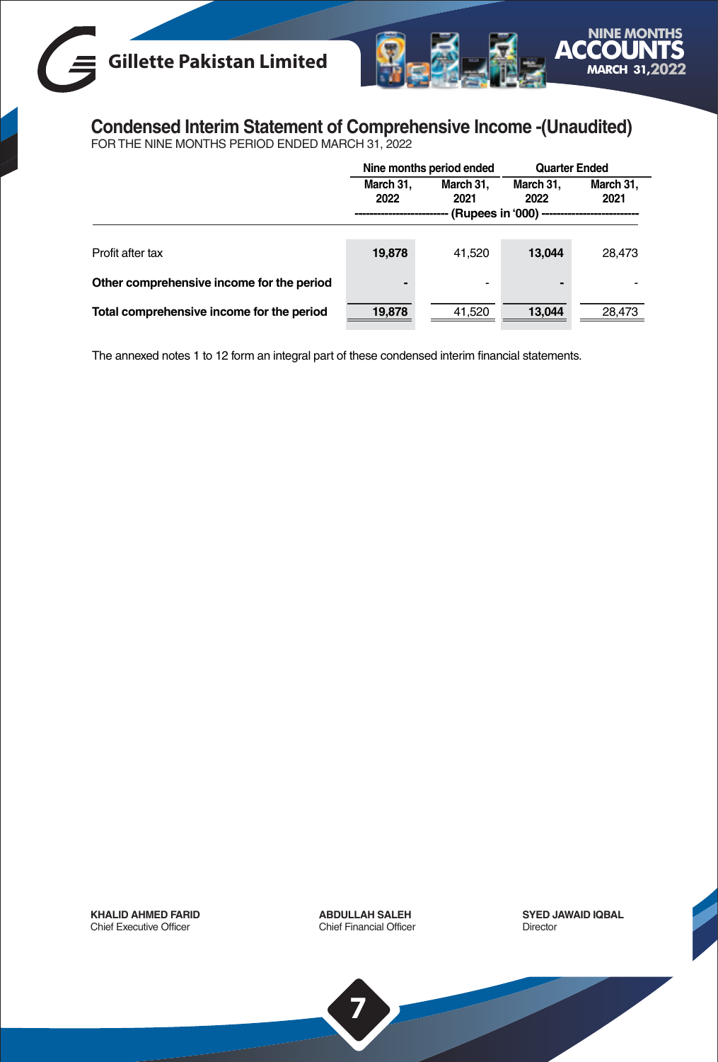## Condensed Interim Statement of Comprehensive Income -(Unaudited)

FOR THE NINE MONTHS PERIOD ENDED MARCH 31, 2022

| | Nine months period ended | | Quarter Ended | |
|---|---|---|---|---|
| | March 31, 2022 | March 31, 2021 | March 31, 2022 | March 31, 2021 |
| | (Rupees in '000) | | | |
| Profit after tax | **19,878** | 41,520 | **13,044** | 28,473 |
| **Other comprehensive income for the period** | **-** | - | **-** | - |
| **Total comprehensive income for the period** | **19,878** | 41,520 | **13,044** | 28,473 |

The annexed notes 1 to 12 form an integral part of these condensed interim financial statements.

**KHALID AHMED FARID**
Chief Executive Officer

**ABDULLAH SALEH**
Chief Financial Officer

**SYED JAWAID IQBAL**
Director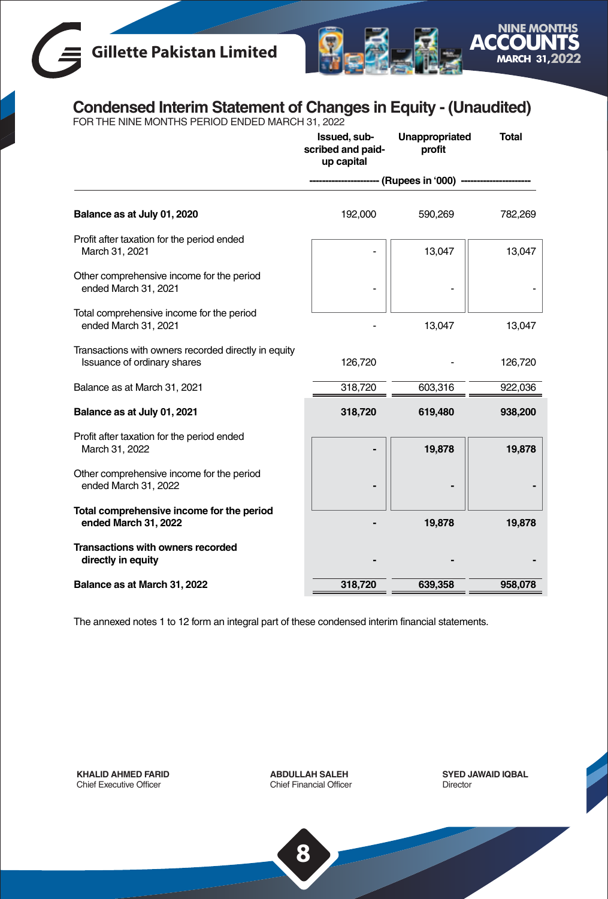## Condensed Interim Statement of Changes in Equity - (Unaudited)

FOR THE NINE MONTHS PERIOD ENDED MARCH 31, 2022

| | Issued, sub-scribed and paid-up capital | Unappropriated profit | Total |
|---|---|---|---|
| | (Rupees in '000) | | |
| **Balance as at July 01, 2020** | 192,000 | 590,269 | 782,269 |
| Profit after taxation for the period ended March 31, 2021 | - | 13,047 | 13,047 |
| Other comprehensive income for the period ended March 31, 2021 | - | - | - |
| Total comprehensive income for the period ended March 31, 2021 | - | 13,047 | 13,047 |
| Transactions with owners recorded directly in equity<br>Issuance of ordinary shares | 126,720 | - | 126,720 |
| Balance as at March 31, 2021 | 318,720 | 603,316 | 922,036 |
| **Balance as at July 01, 2021** | **318,720** | **619,480** | **938,200** |
| Profit after taxation for the period ended March 31, 2022 | **-** | **19,878** | **19,878** |
| Other comprehensive income for the period ended March 31, 2022 | **-** | **-** | **-** |
| **Total comprehensive income for the period ended March 31, 2022** | **-** | **19,878** | **19,878** |
| **Transactions with owners recorded directly in equity** | **-** | **-** | **-** |
| **Balance as at March 31, 2022** | **318,720** | **639,358** | **958,078** |

The annexed notes 1 to 12 form an integral part of these condensed interim financial statements.

**KHALID AHMED FARID**
Chief Executive Officer

**ABDULLAH SALEH**
Chief Financial Officer

**SYED JAWAID IQBAL**
Director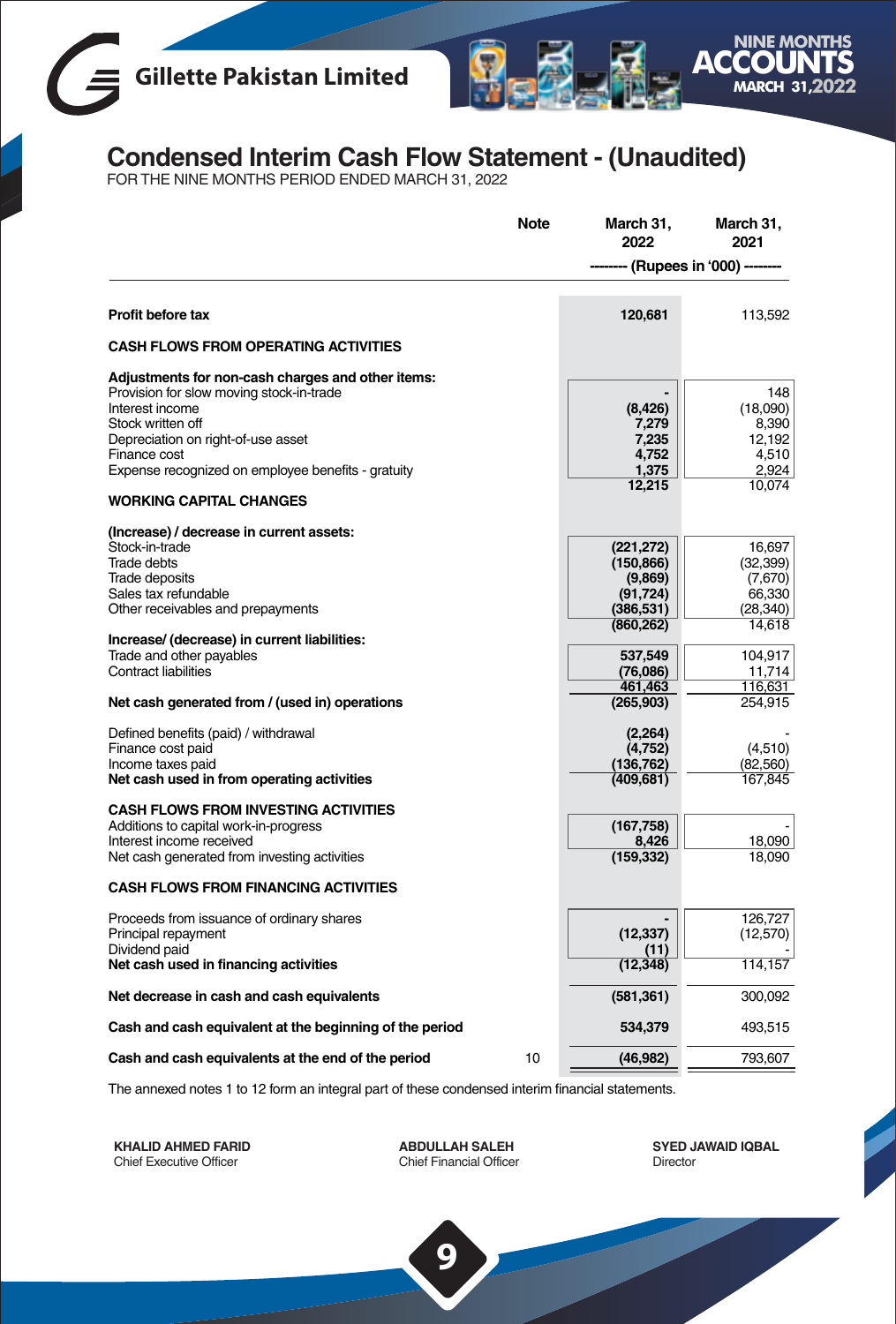# Condensed Interim Cash Flow Statement - (Unaudited)

FOR THE NINE MONTHS PERIOD ENDED MARCH 31, 2022

| | Note | March 31, 2022 | March 31, 2021 |
|---|---|---|---|
| | | -------- (Rupees in '000) -------- | |
| **Profit before tax** | | **120,681** | 113,592 |
| **CASH FLOWS FROM OPERATING ACTIVITIES** | | | |
| **Adjustments for non-cash charges and other items:** | | | |
| Provision for slow moving stock-in-trade | | **-** | 148 |
| Interest income | | **(8,426)** | (18,090) |
| Stock written off | | **7,279** | 8,390 |
| Depreciation on right-of-use asset | | **7,235** | 12,192 |
| Finance cost | | **4,752** | 4,510 |
| Expense recognized on employee benefits - gratuity | | **1,375** | 2,924 |
| | | **12,215** | 10,074 |
| **WORKING CAPITAL CHANGES** | | | |
| **(Increase) / decrease in current assets:** | | | |
| Stock-in-trade | | **(221,272)** | 16,697 |
| Trade debts | | **(150,866)** | (32,399) |
| Trade deposits | | **(9,869)** | (7,670) |
| Sales tax refundable | | **(91,724)** | 66,330 |
| Other receivables and prepayments | | **(386,531)** | (28,340) |
| | | **(860,262)** | 14,618 |
| **Increase/ (decrease) in current liabilities:** | | | |
| Trade and other payables | | **537,549** | 104,917 |
| Contract liabilities | | **(76,086)** | 11,714 |
| | | **461,463** | 116,631 |
| **Net cash generated from / (used in) operations** | | **(265,903)** | 254,915 |
| Defined benefits (paid) / withdrawal | | **(2,264)** | - |
| Finance cost paid | | **(4,752)** | (4,510) |
| Income taxes paid | | **(136,762)** | (82,560) |
| **Net cash used in from operating activities** | | **(409,681)** | 167,845 |
| **CASH FLOWS FROM INVESTING ACTIVITIES** | | | |
| Additions to capital work-in-progress | | **(167,758)** | - |
| Interest income received | | **8,426** | 18,090 |
| Net cash generated from investing activities | | **(159,332)** | 18,090 |
| **CASH FLOWS FROM FINANCING ACTIVITIES** | | | |
| Proceeds from issuance of ordinary shares | | **-** | 126,727 |
| Principal repayment | | **(12,337)** | (12,570) |
| Dividend paid | | **(11)** | - |
| **Net cash used in financing activities** | | **(12,348)** | 114,157 |
| **Net decrease in cash and cash equivalents** | | **(581,361)** | 300,092 |
| **Cash and cash equivalent at the beginning of the period** | | **534,379** | 493,515 |
| **Cash and cash equivalents at the end of the period** | 10 | **(46,982)** | 793,607 |

The annexed notes 1 to 12 form an integral part of these condensed interim financial statements.

| | | |
|---|---|---|
| **KHALID AHMED FARID** | **ABDULLAH SALEH** | **SYED JAWAID IQBAL** |
| Chief Executive Officer | Chief Financial Officer | Director |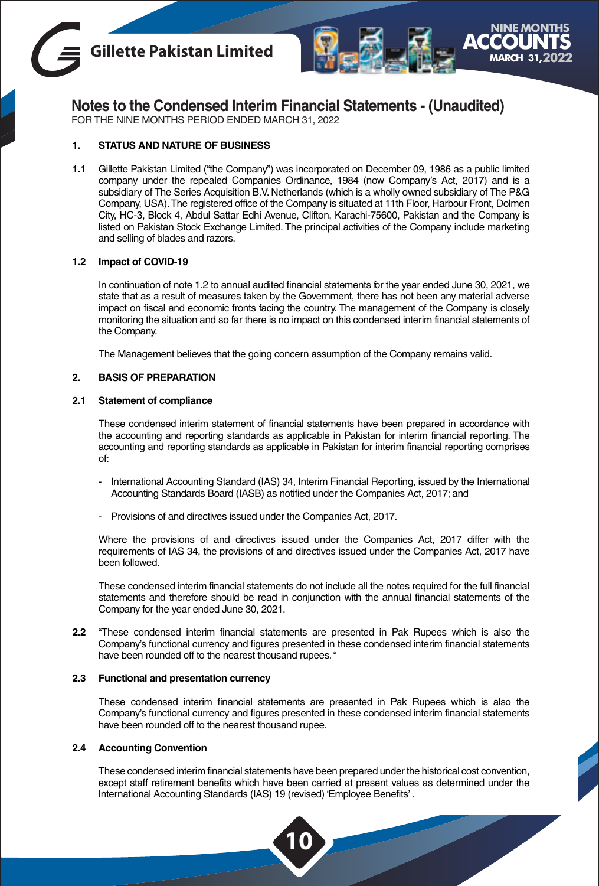# Notes to the Condensed Interim Financial Statements - (Unaudited)

FOR THE NINE MONTHS PERIOD ENDED MARCH 31, 2022

**1. STATUS AND NATURE OF BUSINESS**

**1.1** Gillette Pakistan Limited ("the Company") was incorporated on December 09, 1986 as a public limited company under the repealed Companies Ordinance, 1984 (now Company's Act, 2017) and is a subsidiary of The Series Acquisition B.V. Netherlands (which is a wholly owned subsidiary of The P&G Company, USA). The registered office of the Company is situated at 11th Floor, Harbour Front, Dolmen City, HC-3, Block 4, Abdul Sattar Edhi Avenue, Clifton, Karachi-75600, Pakistan and the Company is listed on Pakistan Stock Exchange Limited. The principal activities of the Company include marketing and selling of blades and razors.

**1.2 Impact of COVID-19**

In continuation of note 1.2 to annual audited financial statements for the year ended June 30, 2021, we state that as a result of measures taken by the Government, there has not been any material adverse impact on fiscal and economic fronts facing the country. The management of the Company is closely monitoring the situation and so far there is no impact on this condensed interim financial statements of the Company.

The Management believes that the going concern assumption of the Company remains valid.

**2. BASIS OF PREPARATION**

**2.1 Statement of compliance**

These condensed interim statement of financial statements have been prepared in accordance with the accounting and reporting standards as applicable in Pakistan for interim financial reporting. The accounting and reporting standards as applicable in Pakistan for interim financial reporting comprises of:

- International Accounting Standard (IAS) 34, Interim Financial Reporting, issued by the International Accounting Standards Board (IASB) as notified under the Companies Act, 2017; and
- Provisions of and directives issued under the Companies Act, 2017.

Where the provisions of and directives issued under the Companies Act, 2017 differ with the requirements of IAS 34, the provisions of and directives issued under the Companies Act, 2017 have been followed.

These condensed interim financial statements do not include all the notes required for the full financial statements and therefore should be read in conjunction with the annual financial statements of the Company for the year ended June 30, 2021.

**2.2** "These condensed interim financial statements are presented in Pak Rupees which is also the Company's functional currency and figures presented in these condensed interim financial statements have been rounded off to the nearest thousand rupees. "

**2.3 Functional and presentation currency**

These condensed interim financial statements are presented in Pak Rupees which is also the Company's functional currency and figures presented in these condensed interim financial statements have been rounded off to the nearest thousand rupee.

**2.4 Accounting Convention**

These condensed interim financial statements have been prepared under the historical cost convention, except staff retirement benefits which have been carried at present values as determined under the International Accounting Standards (IAS) 19 (revised) 'Employee Benefits'.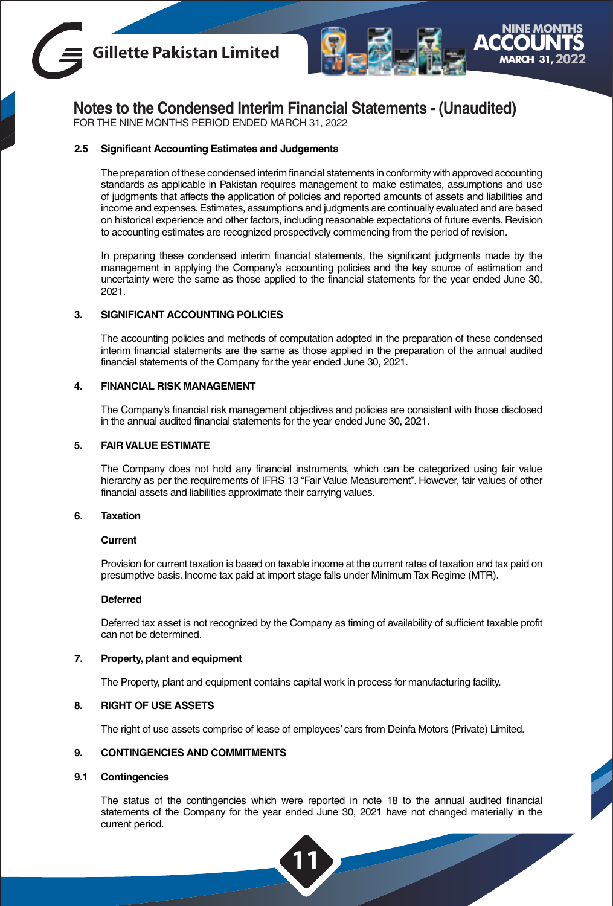## Notes to the Condensed Interim Financial Statements - (Unaudited)

FOR THE NINE MONTHS PERIOD ENDED MARCH 31, 2022

### 2.5 Significant Accounting Estimates and Judgements

The preparation of these condensed interim financial statements in conformity with approved accounting standards as applicable in Pakistan requires management to make estimates, assumptions and use of judgments that affects the application of policies and reported amounts of assets and liabilities and income and expenses. Estimates, assumptions and judgments are continually evaluated and are based on historical experience and other factors, including reasonable expectations of future events. Revision to accounting estimates are recognized prospectively commencing from the period of revision.

In preparing these condensed interim financial statements, the significant judgments made by the management in applying the Company's accounting policies and the key source of estimation and uncertainty were the same as those applied to the financial statements for the year ended June 30, 2021.

### 3. SIGNIFICANT ACCOUNTING POLICIES

The accounting policies and methods of computation adopted in the preparation of these condensed interim financial statements are the same as those applied in the preparation of the annual audited financial statements of the Company for the year ended June 30, 2021.

### 4. FINANCIAL RISK MANAGEMENT

The Company's financial risk management objectives and policies are consistent with those disclosed in the annual audited financial statements for the year ended June 30, 2021.

### 5. FAIR VALUE ESTIMATE

The Company does not hold any financial instruments, which can be categorized using fair value hierarchy as per the requirements of IFRS 13 "Fair Value Measurement". However, fair values of other financial assets and liabilities approximate their carrying values.

### 6. Taxation

**Current**

Provision for current taxation is based on taxable income at the current rates of taxation and tax paid on presumptive basis. Income tax paid at import stage falls under Minimum Tax Regime (MTR).

**Deferred**

Deferred tax asset is not recognized by the Company as timing of availability of sufficient taxable profit can not be determined.

### 7. Property, plant and equipment

The Property, plant and equipment contains capital work in process for manufacturing facility.

### 8. RIGHT OF USE ASSETS

The right of use assets comprise of lease of employees' cars from Deinfa Motors (Private) Limited.

### 9. CONTINGENCIES AND COMMITMENTS

### 9.1 Contingencies

The status of the contingencies which were reported in note 18 to the annual audited financial statements of the Company for the year ended June 30, 2021 have not changed materially in the current period.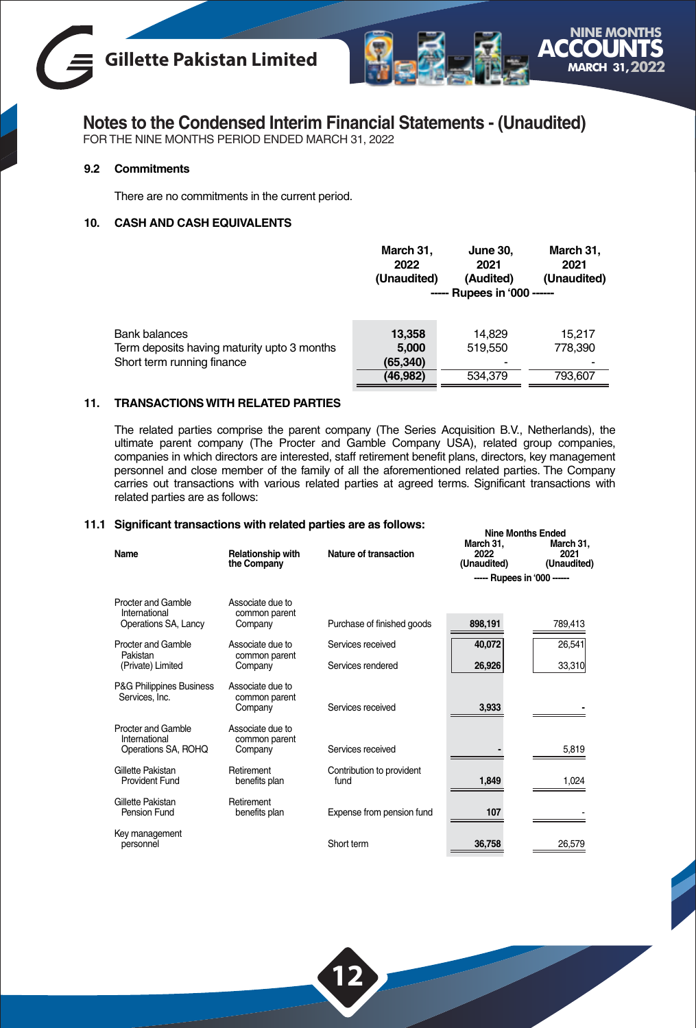## Notes to the Condensed Interim Financial Statements - (Unaudited)

FOR THE NINE MONTHS PERIOD ENDED MARCH 31, 2022

### 9.2 Commitments

There are no commitments in the current period.

### 10. CASH AND CASH EQUIVALENTS

| | March 31, 2022 (Unaudited) | June 30, 2021 (Audited) | March 31, 2021 (Unaudited) |
|---|---|---|---|
| | ----- Rupees in '000 ------ | | |
| Bank balances | **13,358** | 14,829 | 15,217 |
| Term deposits having maturity upto 3 months | **5,000** | 519,550 | 778,390 |
| Short term running finance | **(65,340)** | - | - |
| | **(46,982)** | 534,379 | 793,607 |

### 11. TRANSACTIONS WITH RELATED PARTIES

The related parties comprise the parent company (The Series Acquisition B.V., Netherlands), the ultimate parent company (The Procter and Gamble Company USA), related group companies, companies in which directors are interested, staff retirement benefit plans, directors, key management personnel and close member of the family of all the aforementioned related parties. The Company carries out transactions with various related parties at agreed terms. Significant transactions with related parties are as follows:

### 11.1 Significant transactions with related parties are as follows:

| Name | Relationship with the Company | Nature of transaction | Nine Months Ended March 31, 2022 (Unaudited) | Nine Months Ended March 31, 2021 (Unaudited) |
|---|---|---|---|---|
| | | | ----- Rupees in '000 ------ | |
| Procter and Gamble International Operations SA, Lancy | Associate due to common parent Company | Purchase of finished goods | **898,191** | 789,413 |
| Procter and Gamble Pakistan (Private) Limited | Associate due to common parent Company | Services received | **40,072** | 26,541 |
| | | Services rendered | **26,926** | 33,310 |
| P&G Philippines Business Services, Inc. | Associate due to common parent Company | Services received | **3,933** | - |
| Procter and Gamble International Operations SA, ROHQ | Associate due to common parent Company | Services received | **-** | 5,819 |
| Gillette Pakistan Provident Fund | Retirement benefits plan | Contribution to provident fund | **1,849** | 1,024 |
| Gillette Pakistan Pension Fund | Retirement benefits plan | Expense from pension fund | **107** | - |
| Key management personnel | | Short term | **36,758** | 26,579 |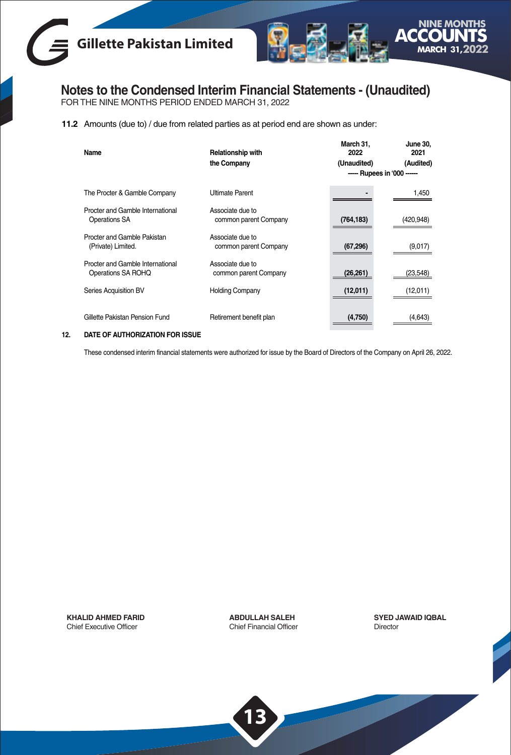# Notes to the Condensed Interim Financial Statements - (Unaudited)

FOR THE NINE MONTHS PERIOD ENDED MARCH 31, 2022

**11.2** Amounts (due to) / due from related parties as at period end are shown as under:

| Name | Relationship with the Company | March 31, 2022 (Unaudited) | June 30, 2021 (Audited) |
|---|---|---|---|
| | | ----- Rupees in '000 ------ | |
| The Procter & Gamble Company | Ultimate Parent | - | 1,450 |
| Procter and Gamble International Operations SA | Associate due to common parent Company | (764,183) | (420,948) |
| Procter and Gamble Pakistan (Private) Limited. | Associate due to common parent Company | (67,296) | (9,017) |
| Procter and Gamble International Operations SA ROHQ | Associate due to common parent Company | (26,261) | (23,548) |
| Series Acquisition BV | Holding Company | (12,011) | (12,011) |
| Gillette Pakistan Pension Fund | Retirement benefit plan | (4,750) | (4,643) |

**12. DATE OF AUTHORIZATION FOR ISSUE**

These condensed interim financial statements were authorized for issue by the Board of Directors of the Company on April 26, 2022.

**KHALID AHMED FARID**
Chief Executive Officer

**ABDULLAH SALEH**
Chief Financial Officer

**SYED JAWAID IQBAL**
Director